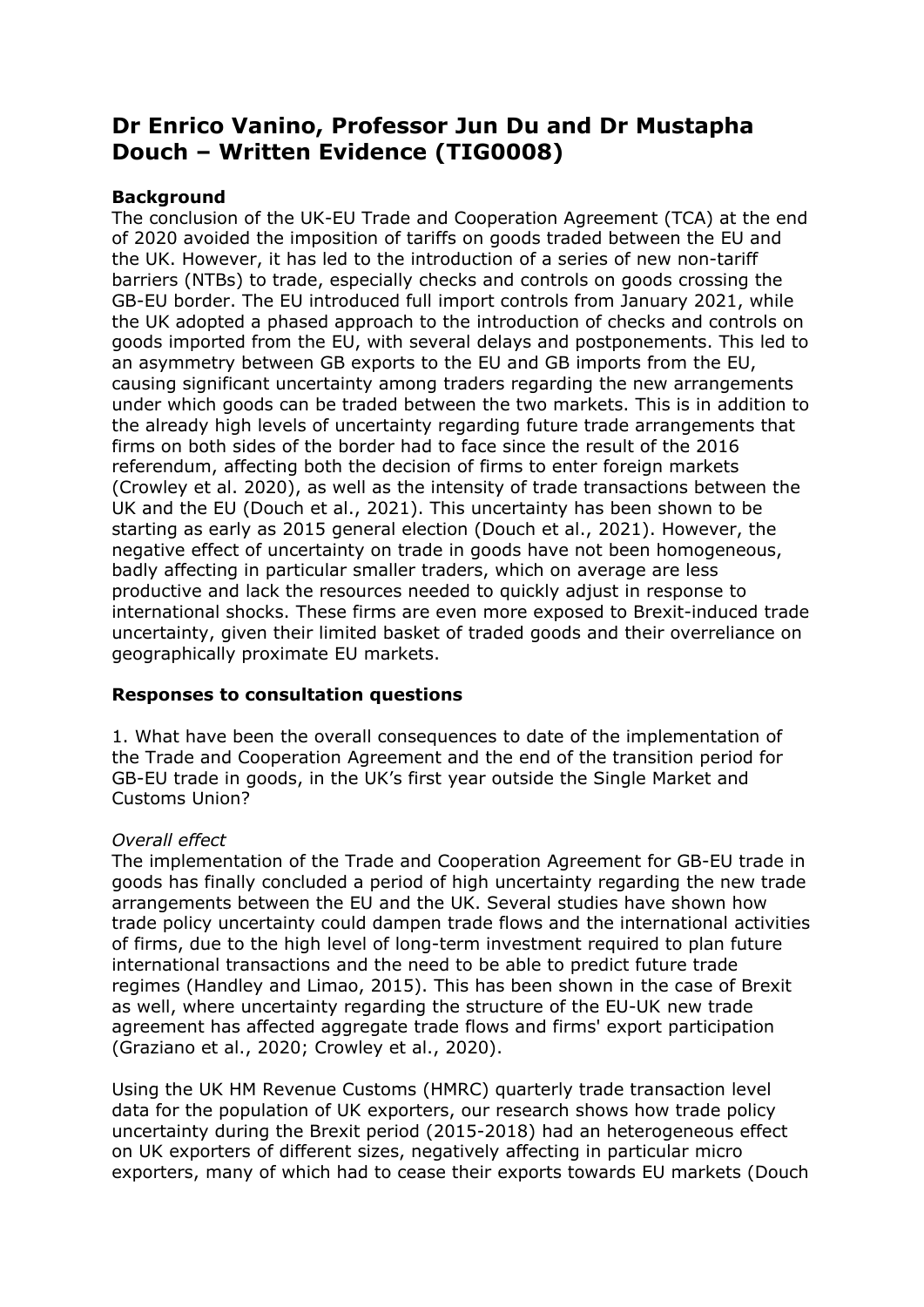# Dr Enrico Vanino, Professor Jun Du and Dr Mustapha Douch – Written Evidence (TIG0008)

### Background

The conclusion of the UK-EU Trade and Cooperation Agreement (TCA) at the end of 2020 avoided the imposition of tariffs on goods traded between the EU and the UK. However, it has led to the introduction of a series of new non-tariff barriers (NTBs) to trade, especially checks and controls on goods crossing the GB-EU border. The EU introduced full import controls from January 2021, while the UK adopted a phased approach to the introduction of checks and controls on goods imported from the EU, with several delays and postponements. This led to an asymmetry between GB exports to the EU and GB imports from the EU, causing significant uncertainty among traders regarding the new arrangements under which goods can be traded between the two markets. This is in addition to the already high levels of uncertainty regarding future trade arrangements that firms on both sides of the border had to face since the result of the 2016 referendum, affecting both the decision of firms to enter foreign markets (Crowley et al. 2020), as well as the intensity of trade transactions between the UK and the EU (Douch et al., 2021). This uncertainty has been shown to be starting as early as 2015 general election (Douch et al., 2021). However, the negative effect of uncertainty on trade in goods have not been homogeneous, badly affecting in particular smaller traders, which on average are less productive and lack the resources needed to quickly adjust in response to international shocks. These firms are even more exposed to Brexit-induced trade uncertainty, given their limited basket of traded goods and their overreliance on geographically proximate EU markets.

### Responses to consultation questions

1. What have been the overall consequences to date of the implementation of the Trade and Cooperation Agreement and the end of the transition period for GB-EU trade in goods, in the UK's first year outside the Single Market and Customs Union?

*Overall effect*

The implementation of the Trade and Cooperation Agreement for GB-EU trade in goods has finally concluded a period of high uncertainty regarding the new trade arrangements between the EU and the UK. Several studies have shown how trade policy uncertainty could dampen trade flows and the international activities of firms, due to the high level of long-term investment required to plan future international transactions and the need to be able to predict future trade regimes (Handley and Limao, 2015). This has been shown in the case of Brexit as well, where uncertainty regarding the structure of the EU-UK new trade agreement has affected aggregate trade flows and firms' export participation (Graziano et al., 2020; Crowley et al., 2020).

Using the UK HM Revenue Customs (HMRC) quarterly trade transaction level data for the population of UK exporters, our research shows how trade policy uncertainty during the Brexit period (2015-2018) had an heterogeneous effect on UK exporters of different sizes, negatively affecting in particular micro exporters, many of which had to cease their exports towards EU markets (Douch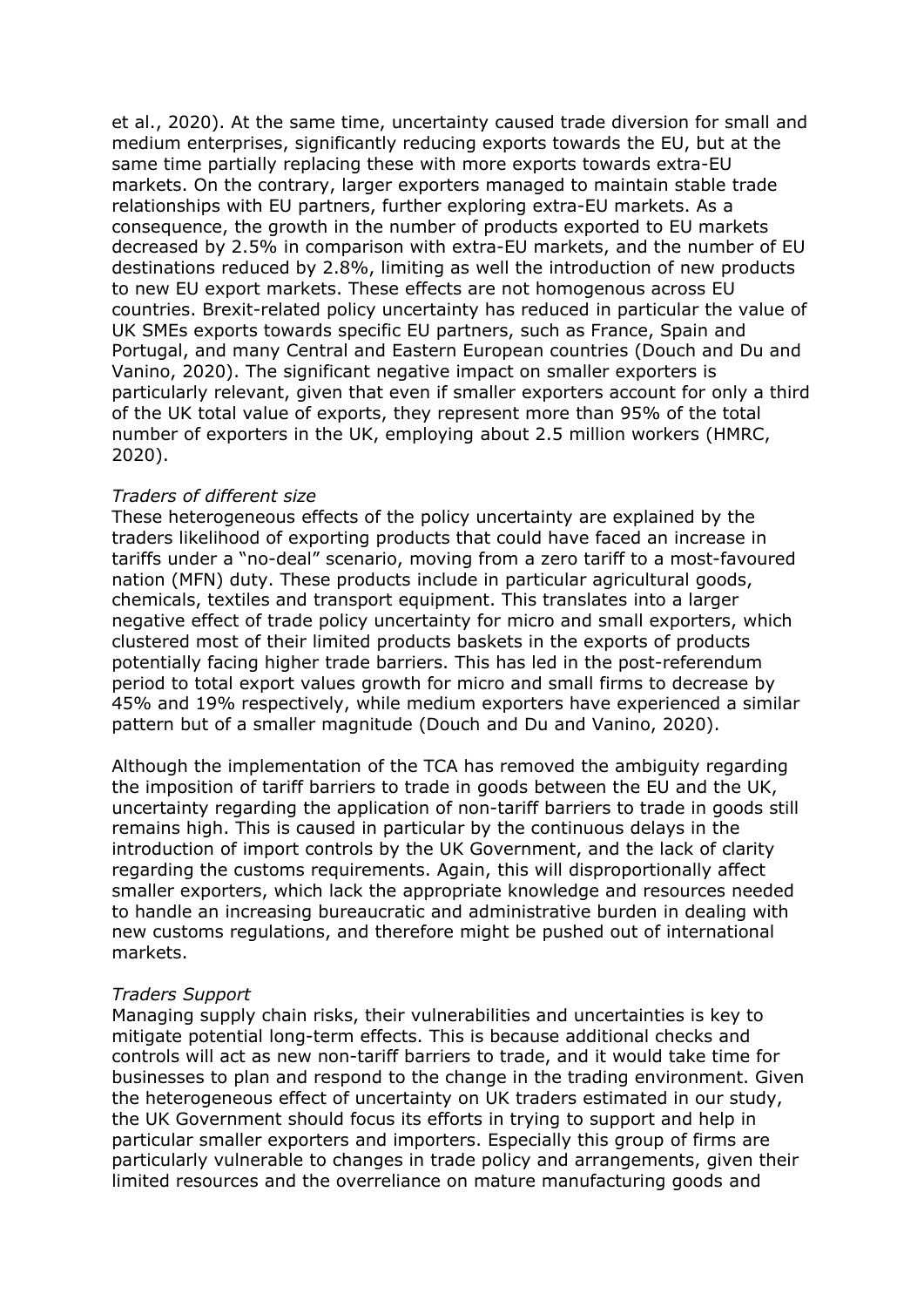et al., 2020). At the same time, uncertainty caused trade diversion for small and medium enterprises, significantly reducing exports towards the EU, but at the same time partially replacing these with more exports towards extra-EU markets. On the contrary, larger exporters managed to maintain stable trade relationships with EU partners, further exploring extra-EU markets. As a consequence, the growth in the number of products exported to EU markets decreased by 2.5% in comparison with extra-EU markets, and the number of EU destinations reduced by 2.8%, limiting as well the introduction of new products to new EU export markets. These effects are not homogenous across EU countries. Brexit-related policy uncertainty has reduced in particular the value of UK SMEs exports towards specific EU partners, such as France, Spain and Portugal, and many Central and Eastern European countries (Douch and Du and Vanino, 2020). The significant negative impact on smaller exporters is particularly relevant, given that even if smaller exporters account for only a third of the UK total value of exports, they represent more than 95% of the total number of exporters in the UK, employing about 2.5 million workers (HMRC, 2020).

*Traders of different size*

These heterogeneous effects of the policy uncertainty are explained by the traders likelihood of exporting products that could have faced an increase in tariffs under a "no-deal" scenario, moving from a zero tariff to a most-favoured nation (MFN) duty. These products include in particular agricultural goods, chemicals, textiles and transport equipment. This translates into a larger negative effect of trade policy uncertainty for micro and small exporters, which clustered most of their limited products baskets in the exports of products potentially facing higher trade barriers. This has led in the post-referendum period to total export values growth for micro and small firms to decrease by 45% and 19% respectively, while medium exporters have experienced a similar pattern but of a smaller magnitude (Douch and Du and Vanino, 2020).

Although the implementation of the TCA has removed the ambiguity regarding the imposition of tariff barriers to trade in goods between the EU and the UK, uncertainty regarding the application of non-tariff barriers to trade in goods still remains high. This is caused in particular by the continuous delays in the introduction of import controls by the UK Government, and the lack of clarity regarding the customs requirements. Again, this will disproportionally affect smaller exporters, which lack the appropriate knowledge and resources needed to handle an increasing bureaucratic and administrative burden in dealing with new customs regulations, and therefore might be pushed out of international markets.

*Traders Support*

Managing supply chain risks, their vulnerabilities and uncertainties is key to mitigate potential long-term effects. This is because additional checks and controls will act as new non-tariff barriers to trade, and it would take time for businesses to plan and respond to the change in the trading environment. Given the heterogeneous effect of uncertainty on UK traders estimated in our study, the UK Government should focus its efforts in trying to support and help in particular smaller exporters and importers. Especially this group of firms are particularly vulnerable to changes in trade policy and arrangements, given their limited resources and the overreliance on mature manufacturing goods and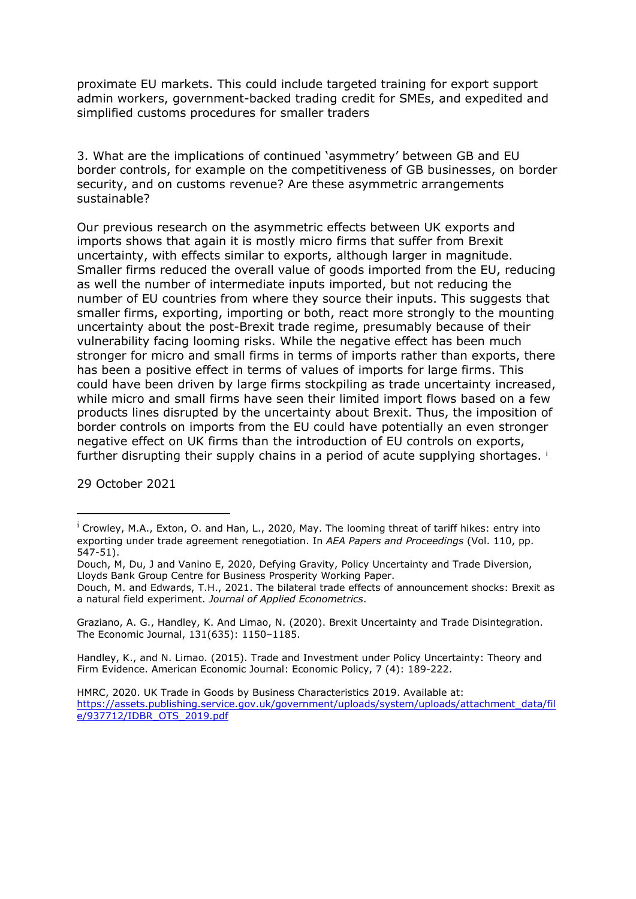proximate EU markets. This could include targeted training for export support admin workers, government-backed trading credit for SMEs, and expedited and simplified customs procedures for smaller traders

3. What are the implications of continued 'asymmetry' between GB and EU border controls, for example on the competitiveness of GB businesses, on border security, and on customs revenue? Are these asymmetric arrangements sustainable?

Our previous research on the asymmetric effects between UK exports and imports shows that again it is mostly micro firms that suffer from Brexit uncertainty, with effects similar to exports, although larger in magnitude. Smaller firms reduced the overall value of goods imported from the EU, reducing as well the number of intermediate inputs imported, but not reducing the number of EU countries from where they source their inputs. This suggests that smaller firms, exporting, importing or both, react more strongly to the mounting uncertainty about the post-Brexit trade regime, presumably because of their vulnerability facing looming risks. While the negative effect has been much stronger for micro and small firms in terms of imports rather than exports, there has been a positive effect in terms of values of imports for large firms. This could have been driven by large firms stockpiling as trade uncertainty increased, while micro and small firms have seen their limited import flows based on a few products lines disrupted by the uncertainty about Brexit. Thus, the imposition of border controls on imports from the EU could have potentially an even stronger negative effect on UK firms than the introduction of EU controls on exports, further disrupting their supply chains in a period of acute supplying shortages. [i]

29 October 2021

---

[i] Crowley, M.A., Exton, O. and Han, L., 2020, May. The looming threat of tariff hikes: entry into exporting under trade agreement renegotiation. In *AEA Papers and Proceedings* (Vol. 110, pp. 547-51).

Douch, M, Du, J and Vanino E, 2020, Defying Gravity, Policy Uncertainty and Trade Diversion, Lloyds Bank Group Centre for Business Prosperity Working Paper.

Douch, M. and Edwards, T.H., 2021. The bilateral trade effects of announcement shocks: Brexit as a natural field experiment. *Journal of Applied Econometrics*.

Graziano, A. G., Handley, K. And Limao, N. (2020). Brexit Uncertainty and Trade Disintegration. The Economic Journal, 131(635): 1150–1185.

Handley, K., and N. Limao. (2015). Trade and Investment under Policy Uncertainty: Theory and Firm Evidence. American Economic Journal: Economic Policy, 7 (4): 189-222.

HMRC, 2020. UK Trade in Goods by Business Characteristics 2019. Available at: https://assets.publishing.service.gov.uk/government/uploads/system/uploads/attachment_data/file/937712/IDBR_OTS_2019.pdf